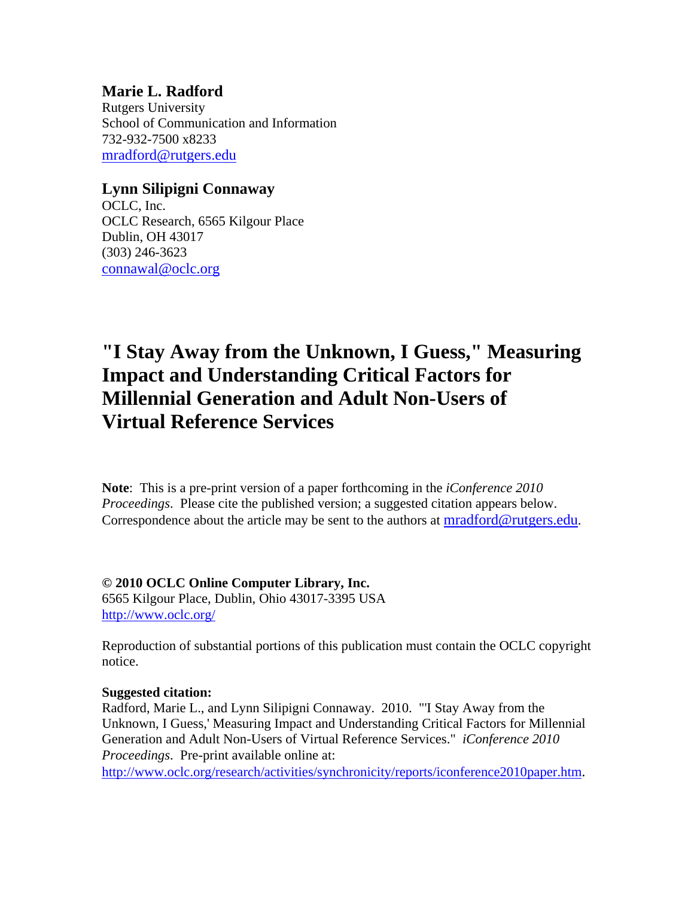**Marie L. Radford**
Rutgers University
School of Communication and Information
732-932-7500 x8233
mradford@rutgers.edu

**Lynn Silipigni Connaway**
OCLC, Inc.
OCLC Research, 6565 Kilgour Place
Dublin, OH 43017
(303) 246-3623
connawal@oclc.org

# "I Stay Away from the Unknown, I Guess," Measuring Impact and Understanding Critical Factors for Millennial Generation and Adult Non-Users of Virtual Reference Services

**Note**: This is a pre-print version of a paper forthcoming in the *iConference 2010 Proceedings*. Please cite the published version; a suggested citation appears below. Correspondence about the article may be sent to the authors at mradford@rutgers.edu.

**© 2010 OCLC Online Computer Library, Inc.**
6565 Kilgour Place, Dublin, Ohio 43017-3395 USA
http://www.oclc.org/

Reproduction of substantial portions of this publication must contain the OCLC copyright notice.

**Suggested citation:**
Radford, Marie L., and Lynn Silipigni Connaway. 2010. "'I Stay Away from the Unknown, I Guess,' Measuring Impact and Understanding Critical Factors for Millennial Generation and Adult Non-Users of Virtual Reference Services." *iConference 2010 Proceedings*. Pre-print available online at: http://www.oclc.org/research/activities/synchronicity/reports/iconference2010paper.htm.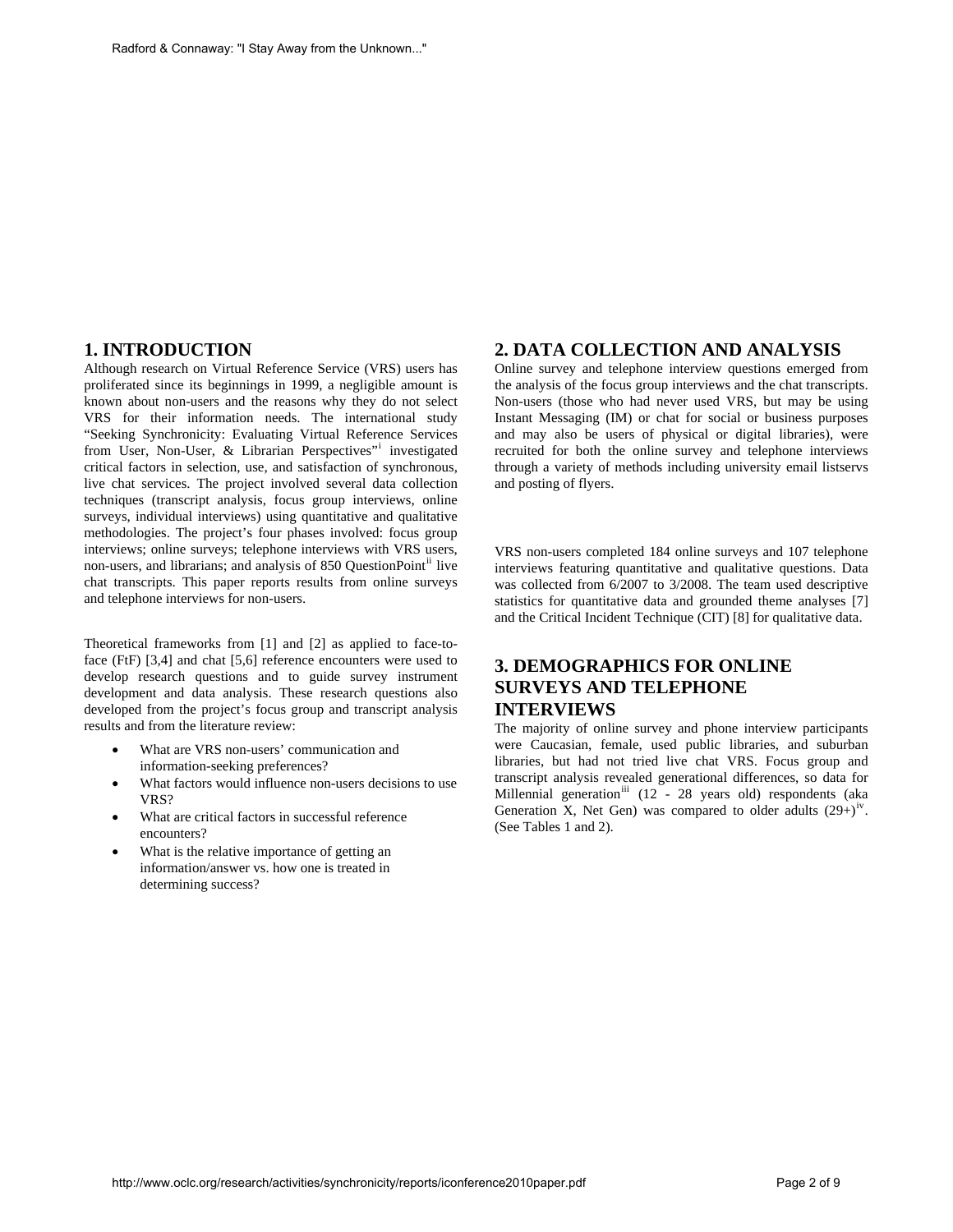## 1. INTRODUCTION

Although research on Virtual Reference Service (VRS) users has proliferated since its beginnings in 1999, a negligible amount is known about non-users and the reasons why they do not select VRS for their information needs. The international study "Seeking Synchronicity: Evaluating Virtual Reference Services from User, Non-User, & Librarian Perspectives"[i] investigated critical factors in selection, use, and satisfaction of synchronous, live chat services. The project involved several data collection techniques (transcript analysis, focus group interviews, online surveys, individual interviews) using quantitative and qualitative methodologies. The project's four phases involved: focus group interviews; online surveys; telephone interviews with VRS users, non-users, and librarians; and analysis of 850 QuestionPoint[ii] live chat transcripts. This paper reports results from online surveys and telephone interviews for non-users.

Theoretical frameworks from [1] and [2] as applied to face-to-face (FtF) [3,4] and chat [5,6] reference encounters were used to develop research questions and to guide survey instrument development and data analysis. These research questions also developed from the project's focus group and transcript analysis results and from the literature review:

- What are VRS non-users' communication and information-seeking preferences?
- What factors would influence non-users decisions to use VRS?
- What are critical factors in successful reference encounters?
- What is the relative importance of getting an information/answer vs. how one is treated in determining success?

## 2. DATA COLLECTION AND ANALYSIS

Online survey and telephone interview questions emerged from the analysis of the focus group interviews and the chat transcripts. Non-users (those who had never used VRS, but may be using Instant Messaging (IM) or chat for social or business purposes and may also be users of physical or digital libraries), were recruited for both the online survey and telephone interviews through a variety of methods including university email listservs and posting of flyers.

VRS non-users completed 184 online surveys and 107 telephone interviews featuring quantitative and qualitative questions. Data was collected from 6/2007 to 3/2008. The team used descriptive statistics for quantitative data and grounded theme analyses [7] and the Critical Incident Technique (CIT) [8] for qualitative data.

## 3. DEMOGRAPHICS FOR ONLINE SURVEYS AND TELEPHONE INTERVIEWS

The majority of online survey and phone interview participants were Caucasian, female, used public libraries, and suburban libraries, but had not tried live chat VRS. Focus group and transcript analysis revealed generational differences, so data for Millennial generation[iii] (12 - 28 years old) respondents (aka Generation X, Net Gen) was compared to older adults (29+)[iv]. (See Tables 1 and 2).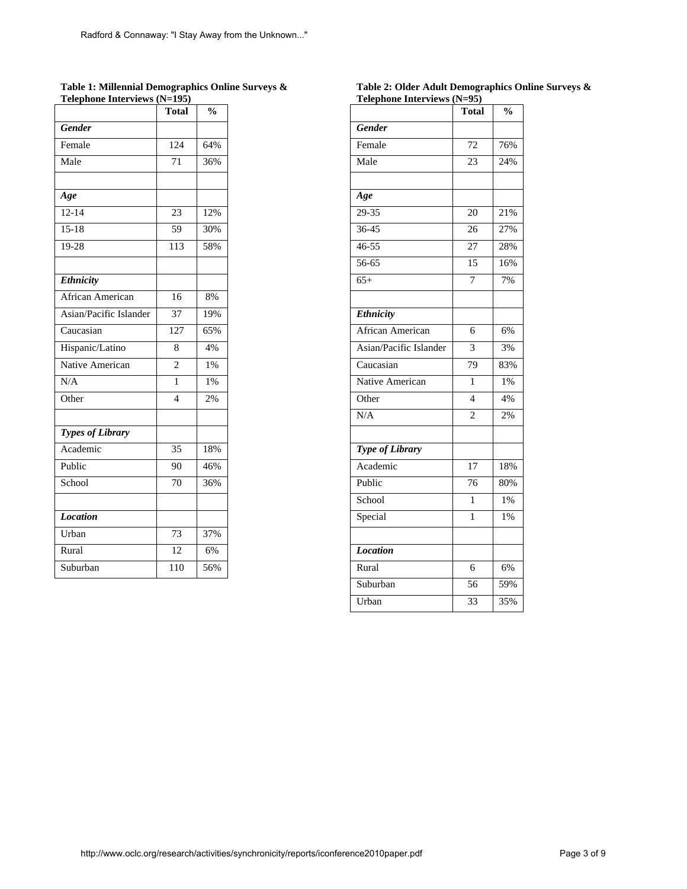**Table 1: Millennial Demographics Online Surveys & Telephone Interviews (N=195)**

| | Total | % |
|---|---|---|
| ***Gender*** | | |
| Female | 124 | 64% |
| Male | 71 | 36% |
| | | |
| ***Age*** | | |
| 12-14 | 23 | 12% |
| 15-18 | 59 | 30% |
| 19-28 | 113 | 58% |
| | | |
| ***Ethnicity*** | | |
| African American | 16 | 8% |
| Asian/Pacific Islander | 37 | 19% |
| Caucasian | 127 | 65% |
| Hispanic/Latino | 8 | 4% |
| Native American | 2 | 1% |
| N/A | 1 | 1% |
| Other | 4 | 2% |
| | | |
| ***Types of Library*** | | |
| Academic | 35 | 18% |
| Public | 90 | 46% |
| School | 70 | 36% |
| | | |
| ***Location*** | | |
| Urban | 73 | 37% |
| Rural | 12 | 6% |
| Suburban | 110 | 56% |

**Table 2: Older Adult Demographics Online Surveys & Telephone Interviews (N=95)**

| | Total | % |
|---|---|---|
| ***Gender*** | | |
| Female | 72 | 76% |
| Male | 23 | 24% |
| | | |
| ***Age*** | | |
| 29-35 | 20 | 21% |
| 36-45 | 26 | 27% |
| 46-55 | 27 | 28% |
| 56-65 | 15 | 16% |
| 65+ | 7 | 7% |
| | | |
| ***Ethnicity*** | | |
| African American | 6 | 6% |
| Asian/Pacific Islander | 3 | 3% |
| Caucasian | 79 | 83% |
| Native American | 1 | 1% |
| Other | 4 | 4% |
| N/A | 2 | 2% |
| | | |
| ***Type of Library*** | | |
| Academic | 17 | 18% |
| Public | 76 | 80% |
| School | 1 | 1% |
| Special | 1 | 1% |
| | | |
| ***Location*** | | |
| Rural | 6 | 6% |
| Suburban | 56 | 59% |
| Urban | 33 | 35% |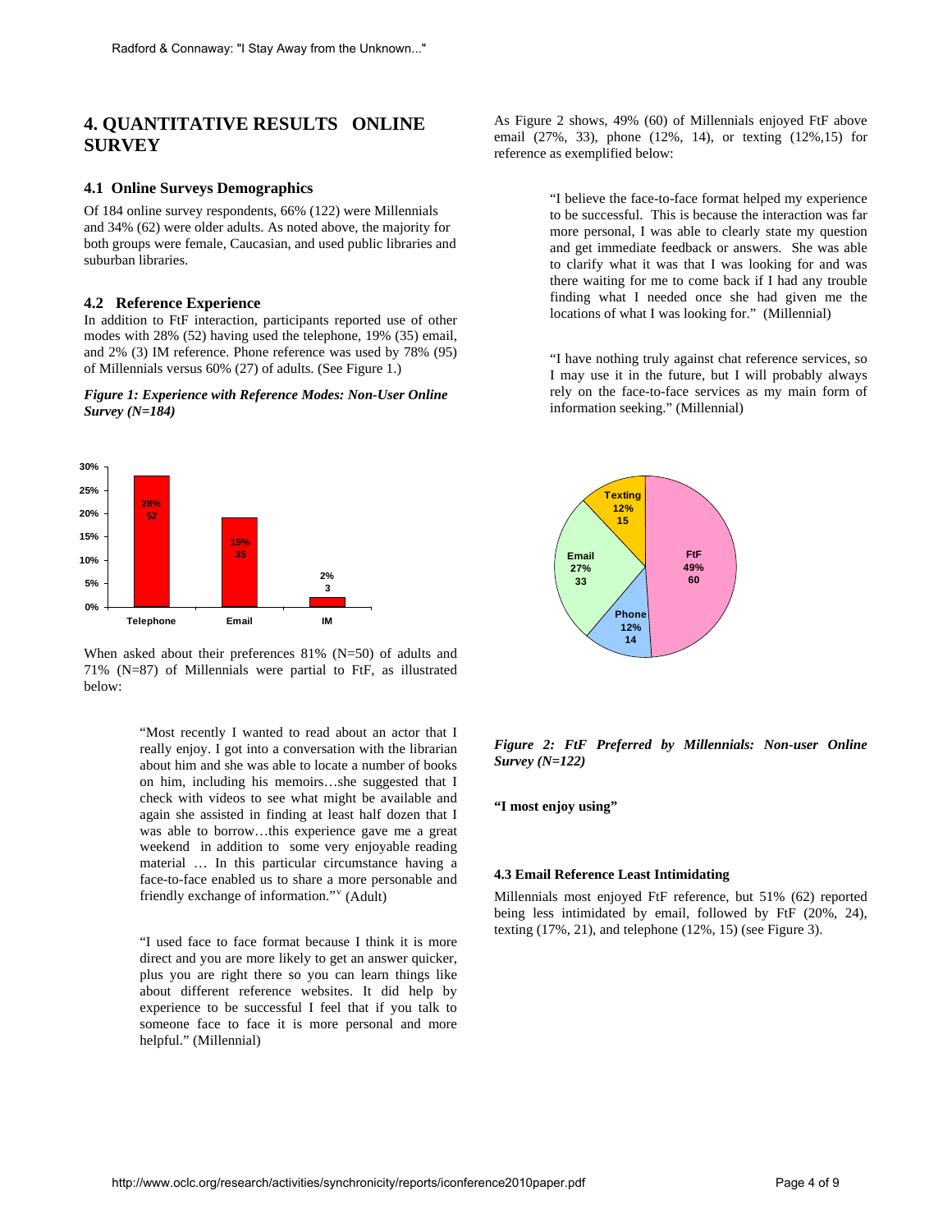## 4. QUANTITATIVE RESULTS ONLINE SURVEY

### 4.1 Online Surveys Demographics

Of 184 online survey respondents, 66% (122) were Millennials and 34% (62) were older adults. As noted above, the majority for both groups were female, Caucasian, and used public libraries and suburban libraries.

### 4.2 Reference Experience

In addition to FtF interaction, participants reported use of other modes with 28% (52) having used the telephone, 19% (35) email, and 2% (3) IM reference. Phone reference was used by 78% (95) of Millennials versus 60% (27) of adults. (See Figure 1.)

***Figure 1: Experience with Reference Modes: Non-User Online Survey (N=184)***

| Mode | Percent | Count |
|---|---|---|
| Telephone | 28% | 52 |
| Email | 19% | 35 |
| IM | 2% | 3 |

When asked about their preferences 81% (N=50) of adults and 71% (N=87) of Millennials were partial to FtF, as illustrated below:

> "Most recently I wanted to read about an actor that I really enjoy. I got into a conversation with the librarian about him and she was able to locate a number of books on him, including his memoirs…she suggested that I check with videos to see what might be available and again she assisted in finding at least half dozen that I was able to borrow…this experience gave me a great weekend in addition to some very enjoyable reading material … In this particular circumstance having a face-to-face enabled us to share a more personable and friendly exchange of information."[v] (Adult)

> "I used face to face format because I think it is more direct and you are more likely to get an answer quicker, plus you are right there so you can learn things like about different reference websites. It did help by experience to be successful I feel that if you talk to someone face to face it is more personal and more helpful." (Millennial)

As Figure 2 shows, 49% (60) of Millennials enjoyed FtF above email (27%, 33), phone (12%, 14), or texting (12%,15) for reference as exemplified below:

> "I believe the face-to-face format helped my experience to be successful. This is because the interaction was far more personal, I was able to clearly state my question and get immediate feedback or answers. She was able to clarify what it was that I was looking for and was there waiting for me to come back if I had any trouble finding what I needed once she had given me the locations of what I was looking for." (Millennial)

> "I have nothing truly against chat reference services, so I may use it in the future, but I will probably always rely on the face-to-face services as my main form of information seeking." (Millennial)

| Mode | Percent | Count |
|---|---|---|
| FtF | 49% | 60 |
| Email | 27% | 33 |
| Texting | 12% | 15 |
| Phone | 12% | 14 |

***Figure 2: FtF Preferred by Millennials: Non-user Online Survey (N=122)***

**"I most enjoy using"**

#### 4.3 Email Reference Least Intimidating

Millennials most enjoyed FtF reference, but 51% (62) reported being less intimidated by email, followed by FtF (20%, 24), texting (17%, 21), and telephone (12%, 15) (see Figure 3).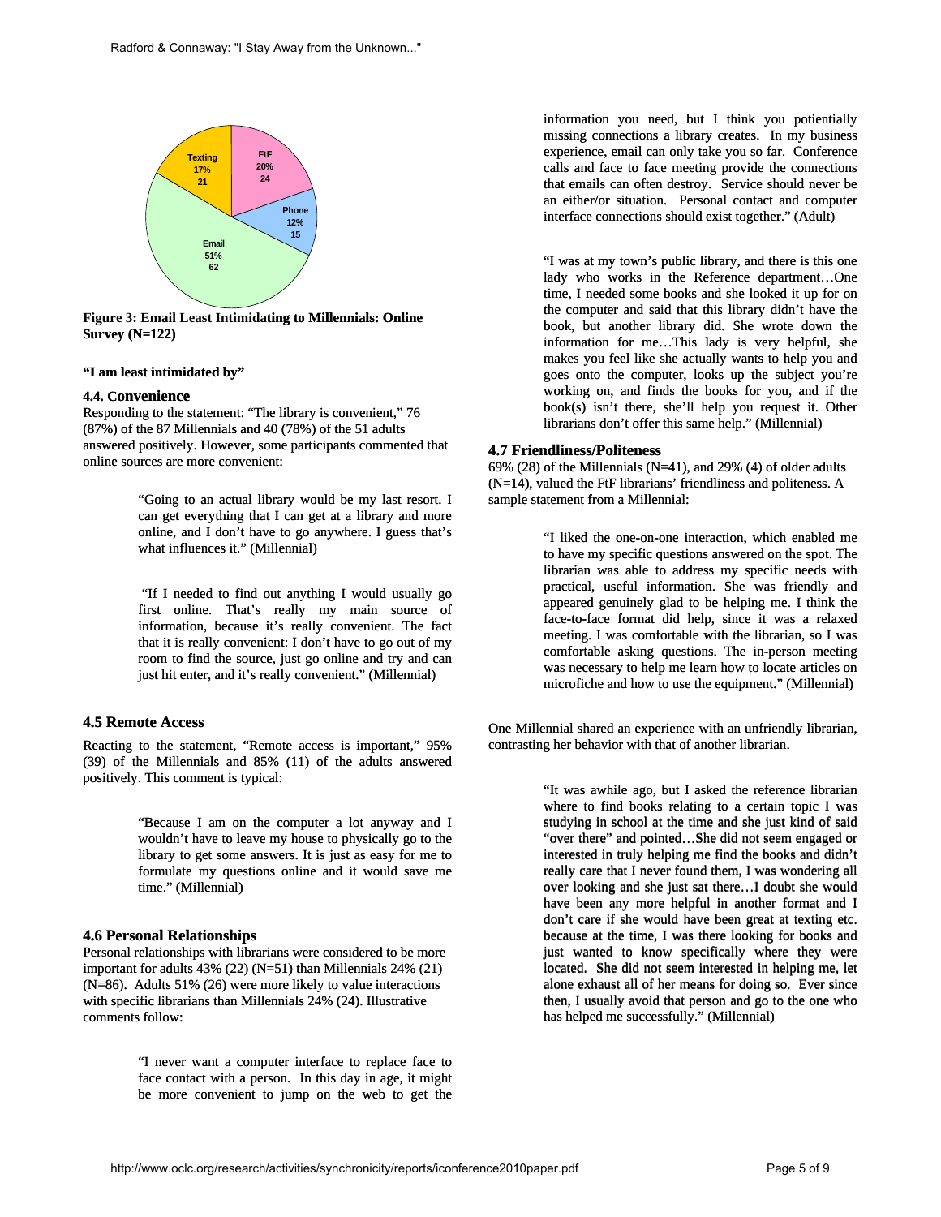Texting
17%
21

FtF
20%
24

Phone
12%
15

Email
51%
62

**Figure 3: Email Least Intimidating to Millennials: Online Survey (N=122)**

**"I am least intimidated by"**

### 4.4. Convenience

Responding to the statement: "The library is convenient," 76 (87%) of the 87 Millennials and 40 (78%) of the 51 adults answered positively. However, some participants commented that online sources are more convenient:

> "Going to an actual library would be my last resort. I can get everything that I can get at a library and more online, and I don't have to go anywhere. I guess that's what influences it." (Millennial)

> "If I needed to find out anything I would usually go first online. That's really my main source of information, because it's really convenient. The fact that it is really convenient: I don't have to go out of my room to find the source, just go online and try and can just hit enter, and it's really convenient." (Millennial)

### 4.5 Remote Access

Reacting to the statement, "Remote access is important," 95% (39) of the Millennials and 85% (11) of the adults answered positively. This comment is typical:

> "Because I am on the computer a lot anyway and I wouldn't have to leave my house to physically go to the library to get some answers. It is just as easy for me to formulate my questions online and it would save me time." (Millennial)

### 4.6 Personal Relationships

Personal relationships with librarians were considered to be more important for adults 43% (22) (N=51) than Millennials 24% (21) (N=86). Adults 51% (26) were more likely to value interactions with specific librarians than Millennials 24% (24). Illustrative comments follow:

> "I never want a computer interface to replace face to face contact with a person. In this day in age, it might be more convenient to jump on the web to get the information you need, but I think you potientially missing connections a library creates. In my business experience, email can only take you so far. Conference calls and face to face meeting provide the connections that emails can often destroy. Service should never be an either/or situation. Personal contact and computer interface connections should exist together." (Adult)

> "I was at my town's public library, and there is this one lady who works in the Reference department…One time, I needed some books and she looked it up for on the computer and said that this library didn't have the book, but another library did. She wrote down the information for me…This lady is very helpful, she makes you feel like she actually wants to help you and goes onto the computer, looks up the subject you're working on, and finds the books for you, and if the book(s) isn't there, she'll help you request it. Other librarians don't offer this same help." (Millennial)

### 4.7 Friendliness/Politeness

69% (28) of the Millennials (N=41), and 29% (4) of older adults (N=14), valued the FtF librarians' friendliness and politeness. A sample statement from a Millennial:

> "I liked the one-on-one interaction, which enabled me to have my specific questions answered on the spot. The librarian was able to address my specific needs with practical, useful information. She was friendly and appeared genuinely glad to be helping me. I think the face-to-face format did help, since it was a relaxed meeting. I was comfortable with the librarian, so I was comfortable asking questions. The in-person meeting was necessary to help me learn how to locate articles on microfiche and how to use the equipment." (Millennial)

One Millennial shared an experience with an unfriendly librarian, contrasting her behavior with that of another librarian.

> "It was awhile ago, but I asked the reference librarian where to find books relating to a certain topic I was studying in school at the time and she just kind of said "over there" and pointed…She did not seem engaged or interested in truly helping me find the books and didn't really care that I never found them, I was wondering all over looking and she just sat there…I doubt she would have been any more helpful in another format and I don't care if she would have been great at texting etc. because at the time, I was there looking for books and just wanted to know specifically where they were located. She did not seem interested in helping me, let alone exhaust all of her means for doing so. Ever since then, I usually avoid that person and go to the one who has helped me successfully." (Millennial)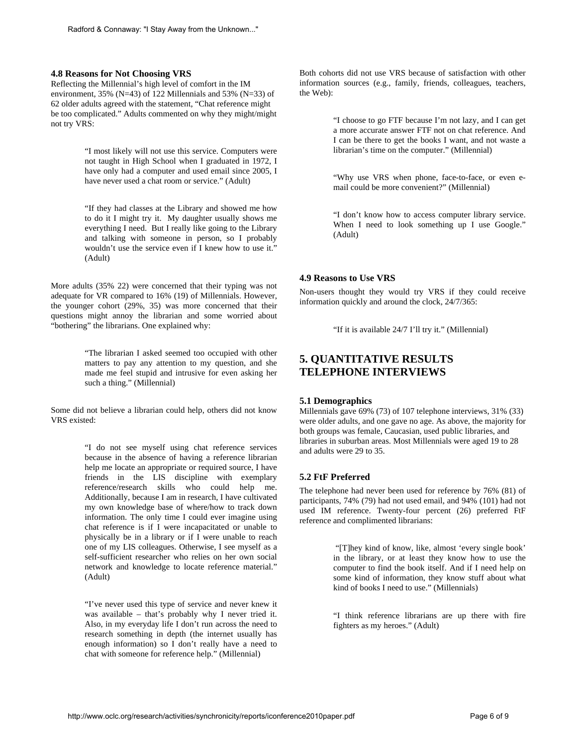### 4.8 Reasons for Not Choosing VRS

Reflecting the Millennial's high level of comfort in the IM environment, 35% (N=43) of 122 Millennials and 53% (N=33) of 62 older adults agreed with the statement, "Chat reference might be too complicated." Adults commented on why they might/might not try VRS:

> "I most likely will not use this service. Computers were not taught in High School when I graduated in 1972, I have only had a computer and used email since 2005, I have never used a chat room or service." (Adult)

> "If they had classes at the Library and showed me how to do it I might try it. My daughter usually shows me everything I need. But I really like going to the Library and talking with someone in person, so I probably wouldn't use the service even if I knew how to use it." (Adult)

More adults (35% 22) were concerned that their typing was not adequate for VR compared to 16% (19) of Millennials. However, the younger cohort (29%, 35) was more concerned that their questions might annoy the librarian and some worried about "bothering" the librarians. One explained why:

> "The librarian I asked seemed too occupied with other matters to pay any attention to my question, and she made me feel stupid and intrusive for even asking her such a thing." (Millennial)

Some did not believe a librarian could help, others did not know VRS existed:

> "I do not see myself using chat reference services because in the absence of having a reference librarian help me locate an appropriate or required source, I have friends in the LIS discipline with exemplary reference/research skills who could help me. Additionally, because I am in research, I have cultivated my own knowledge base of where/how to track down information. The only time I could ever imagine using chat reference is if I were incapacitated or unable to physically be in a library or if I were unable to reach one of my LIS colleagues. Otherwise, I see myself as a self-sufficient researcher who relies on her own social network and knowledge to locate reference material." (Adult)

> "I've never used this type of service and never knew it was available – that's probably why I never tried it. Also, in my everyday life I don't run across the need to research something in depth (the internet usually has enough information) so I don't really have a need to chat with someone for reference help." (Millennial)

Both cohorts did not use VRS because of satisfaction with other information sources (e.g., family, friends, colleagues, teachers, the Web):

> "I choose to go FTF because I'm not lazy, and I can get a more accurate answer FTF not on chat reference. And I can be there to get the books I want, and not waste a librarian's time on the computer." (Millennial)

> "Why use VRS when phone, face-to-face, or even e-mail could be more convenient?" (Millennial)

> "I don't know how to access computer library service. When I need to look something up I use Google." (Adult)

### 4.9 Reasons to Use VRS

Non-users thought they would try VRS if they could receive information quickly and around the clock, 24/7/365:

> "If it is available 24/7 I'll try it." (Millennial)

## 5. QUANTITATIVE RESULTS TELEPHONE INTERVIEWS

### 5.1 Demographics

Millennials gave 69% (73) of 107 telephone interviews, 31% (33) were older adults, and one gave no age. As above, the majority for both groups was female, Caucasian, used public libraries, and libraries in suburban areas. Most Millennials were aged 19 to 28 and adults were 29 to 35.

### 5.2 FtF Preferred

The telephone had never been used for reference by 76% (81) of participants, 74% (79) had not used email, and 94% (101) had not used IM reference. Twenty-four percent (26) preferred FtF reference and complimented librarians:

> "[T]hey kind of know, like, almost 'every single book' in the library, or at least they know how to use the computer to find the book itself. And if I need help on some kind of information, they know stuff about what kind of books I need to use." (Millennials)

> "I think reference librarians are up there with fire fighters as my heroes." (Adult)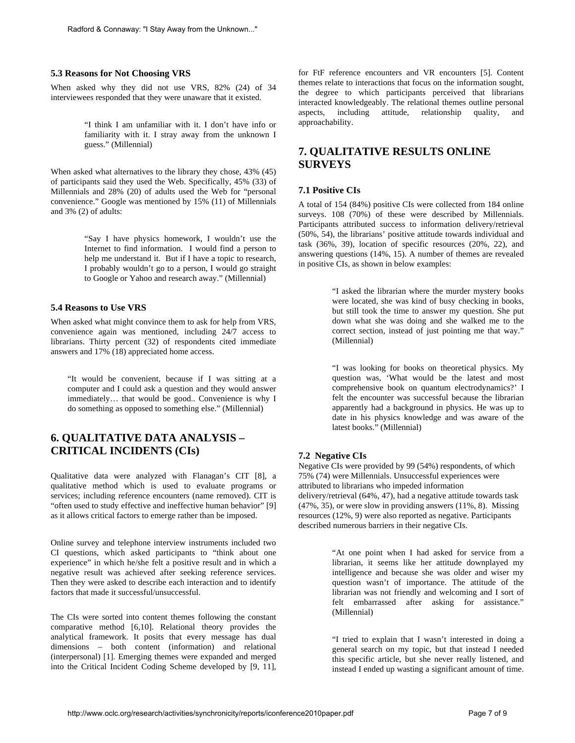### 5.3 Reasons for Not Choosing VRS

When asked why they did not use VRS, 82% (24) of 34 interviewees responded that they were unaware that it existed.

> "I think I am unfamiliar with it. I don't have info or familiarity with it. I stray away from the unknown I guess." (Millennial)

When asked what alternatives to the library they chose, 43% (45) of participants said they used the Web. Specifically, 45% (33) of Millennials and 28% (20) of adults used the Web for "personal convenience." Google was mentioned by 15% (11) of Millennials and 3% (2) of adults:

> "Say I have physics homework, I wouldn't use the Internet to find information. I would find a person to help me understand it. But if I have a topic to research, I probably wouldn't go to a person, I would go straight to Google or Yahoo and research away." (Millennial)

### 5.4 Reasons to Use VRS

When asked what might convince them to ask for help from VRS, convenience again was mentioned, including 24/7 access to librarians. Thirty percent (32) of respondents cited immediate answers and 17% (18) appreciated home access.

> "It would be convenient, because if I was sitting at a computer and I could ask a question and they would answer immediately… that would be good.. Convenience is why I do something as opposed to something else." (Millennial)

## 6. QUALITATIVE DATA ANALYSIS – CRITICAL INCIDENTS (CIs)

Qualitative data were analyzed with Flanagan's CIT [8], a qualitative method which is used to evaluate programs or services; including reference encounters (name removed). CIT is "often used to study effective and ineffective human behavior" [9] as it allows critical factors to emerge rather than be imposed.

Online survey and telephone interview instruments included two CI questions, which asked participants to "think about one experience" in which he/she felt a positive result and in which a negative result was achieved after seeking reference services. Then they were asked to describe each interaction and to identify factors that made it successful/unsuccessful.

The CIs were sorted into content themes following the constant comparative method [6,10]. Relational theory provides the analytical framework. It posits that every message has dual dimensions – both content (information) and relational (interpersonal) [1]. Emerging themes were expanded and merged into the Critical Incident Coding Scheme developed by [9, 11], for FtF reference encounters and VR encounters [5]. Content themes relate to interactions that focus on the information sought, the degree to which participants perceived that librarians interacted knowledgeably. The relational themes outline personal aspects, including attitude, relationship quality, and approachability.

## 7. QUALITATIVE RESULTS ONLINE SURVEYS

### 7.1 Positive CIs

A total of 154 (84%) positive CIs were collected from 184 online surveys. 108 (70%) of these were described by Millennials. Participants attributed success to information delivery/retrieval (50%, 54), the librarians' positive attitude towards individual and task (36%, 39), location of specific resources (20%, 22), and answering questions (14%, 15). A number of themes are revealed in positive CIs, as shown in below examples:

> "I asked the librarian where the murder mystery books were located, she was kind of busy checking in books, but still took the time to answer my question. She put down what she was doing and she walked me to the correct section, instead of just pointing me that way." (Millennial)

> "I was looking for books on theoretical physics. My question was, 'What would be the latest and most comprehensive book on quantum electrodynamics?' I felt the encounter was successful because the librarian apparently had a background in physics. He was up to date in his physics knowledge and was aware of the latest books." (Millennial)

### 7.2 Negative CIs

Negative CIs were provided by 99 (54%) respondents, of which 75% (74) were Millennials. Unsuccessful experiences were attributed to librarians who impeded information delivery/retrieval (64%, 47), had a negative attitude towards task (47%, 35), or were slow in providing answers (11%, 8). Missing resources (12%, 9) were also reported as negative. Participants described numerous barriers in their negative CIs.

> "At one point when I had asked for service from a librarian, it seems like her attitude downplayed my intelligence and because she was older and wiser my question wasn't of importance. The attitude of the librarian was not friendly and welcoming and I sort of felt embarrassed after asking for assistance." (Millennial)

> "I tried to explain that I wasn't interested in doing a general search on my topic, but that instead I needed this specific article, but she never really listened, and instead I ended up wasting a significant amount of time.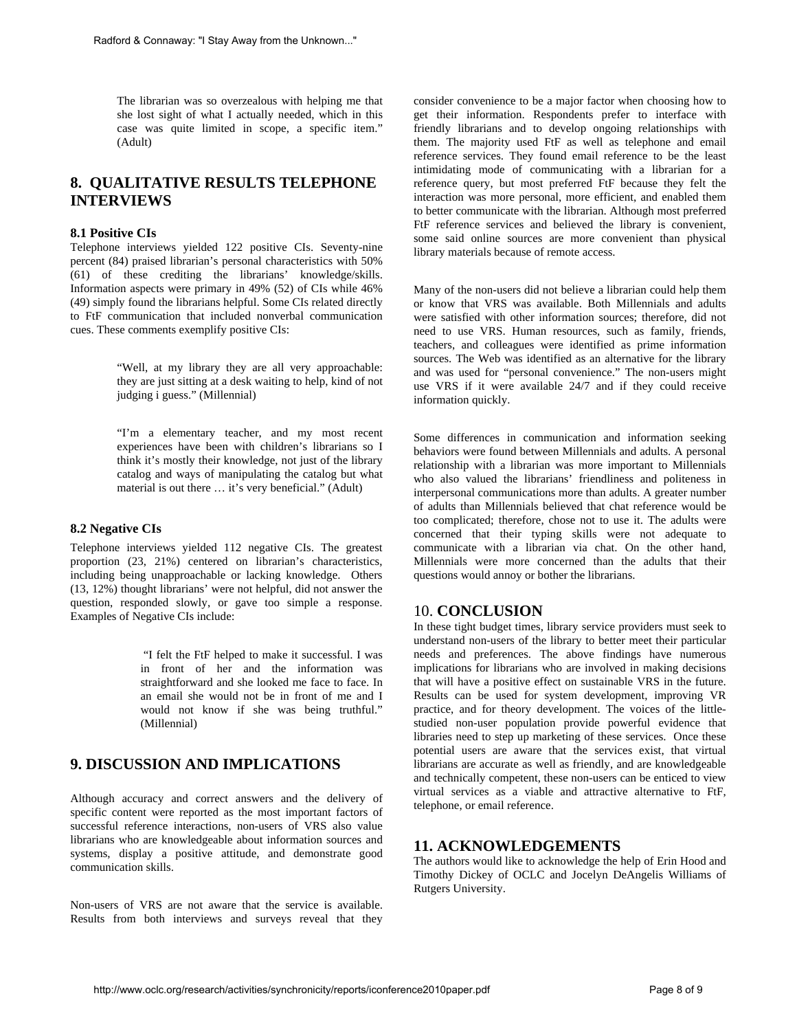The librarian was so overzealous with helping me that she lost sight of what I actually needed, which in this case was quite limited in scope, a specific item." (Adult)

## 8. QUALITATIVE RESULTS TELEPHONE INTERVIEWS

### 8.1 Positive CIs

Telephone interviews yielded 122 positive CIs. Seventy-nine percent (84) praised librarian's personal characteristics with 50% (61) of these crediting the librarians' knowledge/skills. Information aspects were primary in 49% (52) of CIs while 46% (49) simply found the librarians helpful. Some CIs related directly to FtF communication that included nonverbal communication cues. These comments exemplify positive CIs:

> "Well, at my library they are all very approachable: they are just sitting at a desk waiting to help, kind of not judging i guess." (Millennial)

> "I'm a elementary teacher, and my most recent experiences have been with children's librarians so I think it's mostly their knowledge, not just of the library catalog and ways of manipulating the catalog but what material is out there … it's very beneficial." (Adult)

### 8.2 Negative CIs

Telephone interviews yielded 112 negative CIs. The greatest proportion (23, 21%) centered on librarian's characteristics, including being unapproachable or lacking knowledge. Others (13, 12%) thought librarians' were not helpful, did not answer the question, responded slowly, or gave too simple a response. Examples of Negative CIs include:

> "I felt the FtF helped to make it successful. I was in front of her and the information was straightforward and she looked me face to face. In an email she would not be in front of me and I would not know if she was being truthful." (Millennial)

## 9. DISCUSSION AND IMPLICATIONS

Although accuracy and correct answers and the delivery of specific content were reported as the most important factors of successful reference interactions, non-users of VRS also value librarians who are knowledgeable about information sources and systems, display a positive attitude, and demonstrate good communication skills.

Non-users of VRS are not aware that the service is available. Results from both interviews and surveys reveal that they consider convenience to be a major factor when choosing how to get their information. Respondents prefer to interface with friendly librarians and to develop ongoing relationships with them. The majority used FtF as well as telephone and email reference services. They found email reference to be the least intimidating mode of communicating with a librarian for a reference query, but most preferred FtF because they felt the interaction was more personal, more efficient, and enabled them to better communicate with the librarian. Although most preferred FtF reference services and believed the library is convenient, some said online sources are more convenient than physical library materials because of remote access.

Many of the non-users did not believe a librarian could help them or know that VRS was available. Both Millennials and adults were satisfied with other information sources; therefore, did not need to use VRS. Human resources, such as family, friends, teachers, and colleagues were identified as prime information sources. The Web was identified as an alternative for the library and was used for "personal convenience." The non-users might use VRS if it were available 24/7 and if they could receive information quickly.

Some differences in communication and information seeking behaviors were found between Millennials and adults. A personal relationship with a librarian was more important to Millennials who also valued the librarians' friendliness and politeness in interpersonal communications more than adults. A greater number of adults than Millennials believed that chat reference would be too complicated; therefore, chose not to use it. The adults were concerned that their typing skills were not adequate to communicate with a librarian via chat. On the other hand, Millennials were more concerned than the adults that their questions would annoy or bother the librarians.

## 10. CONCLUSION

In these tight budget times, library service providers must seek to understand non-users of the library to better meet their particular needs and preferences. The above findings have numerous implications for librarians who are involved in making decisions that will have a positive effect on sustainable VRS in the future. Results can be used for system development, improving VR practice, and for theory development. The voices of the little-studied non-user population provide powerful evidence that libraries need to step up marketing of these services. Once these potential users are aware that the services exist, that virtual librarians are accurate as well as friendly, and are knowledgeable and technically competent, these non-users can be enticed to view virtual services as a viable and attractive alternative to FtF, telephone, or email reference.

## 11. ACKNOWLEDGEMENTS

The authors would like to acknowledge the help of Erin Hood and Timothy Dickey of OCLC and Jocelyn DeAngelis Williams of Rutgers University.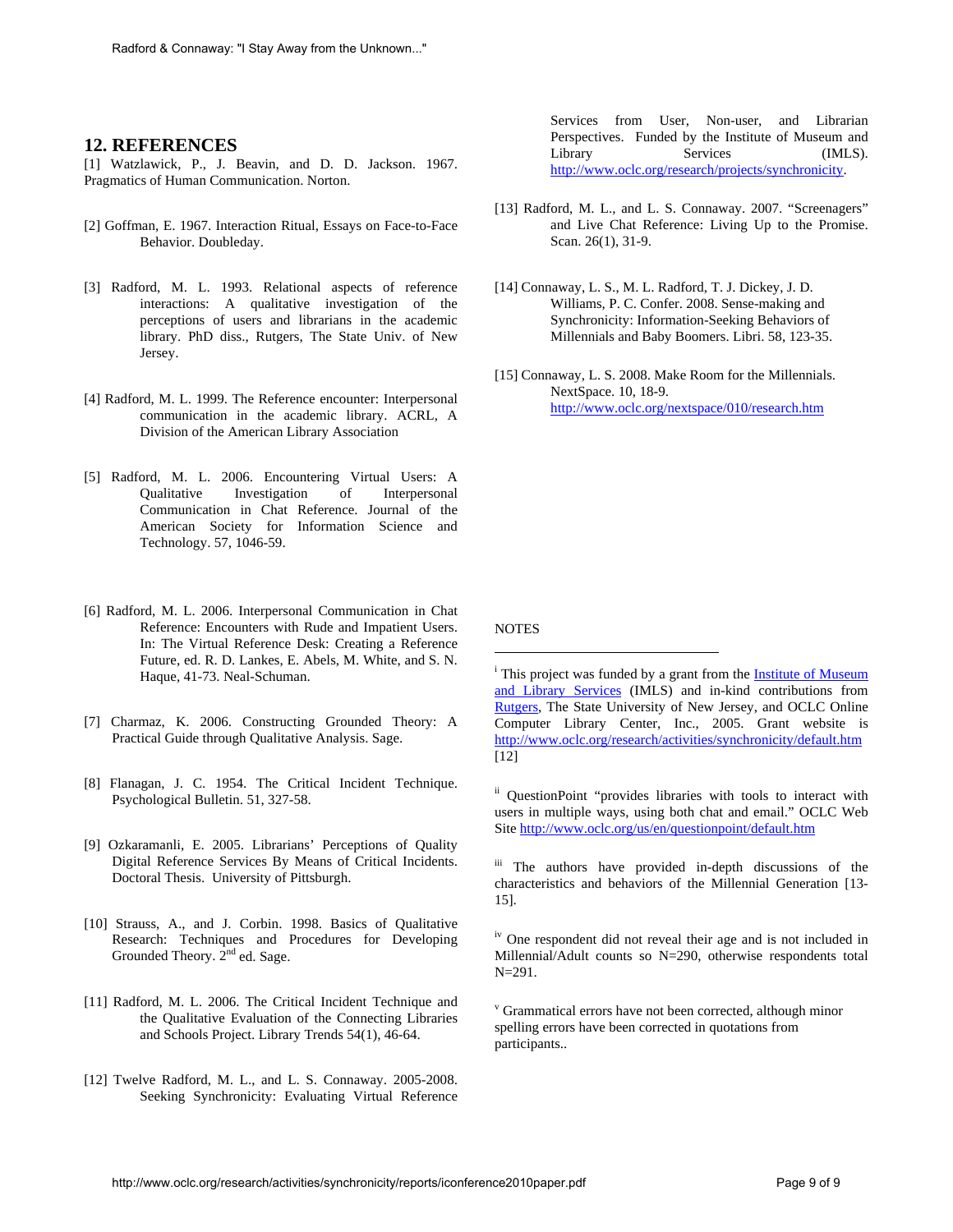## 12. REFERENCES

[1] Watzlawick, P., J. Beavin, and D. D. Jackson. 1967. Pragmatics of Human Communication. Norton.

[2] Goffman, E. 1967. Interaction Ritual, Essays on Face-to-Face Behavior. Doubleday.

[3] Radford, M. L. 1993. Relational aspects of reference interactions: A qualitative investigation of the perceptions of users and librarians in the academic library. PhD diss., Rutgers, The State Univ. of New Jersey.

[4] Radford, M. L. 1999. The Reference encounter: Interpersonal communication in the academic library. ACRL, A Division of the American Library Association

[5] Radford, M. L. 2006. Encountering Virtual Users: A Qualitative Investigation of Interpersonal Communication in Chat Reference. Journal of the American Society for Information Science and Technology. 57, 1046-59.

[6] Radford, M. L. 2006. Interpersonal Communication in Chat Reference: Encounters with Rude and Impatient Users. In: The Virtual Reference Desk: Creating a Reference Future, ed. R. D. Lankes, E. Abels, M. White, and S. N. Haque, 41-73. Neal-Schuman.

[7] Charmaz, K. 2006. Constructing Grounded Theory: A Practical Guide through Qualitative Analysis. Sage.

[8] Flanagan, J. C. 1954. The Critical Incident Technique. Psychological Bulletin. 51, 327-58.

[9] Ozkaramanli, E. 2005. Librarians' Perceptions of Quality Digital Reference Services By Means of Critical Incidents. Doctoral Thesis. University of Pittsburgh.

[10] Strauss, A., and J. Corbin. 1998. Basics of Qualitative Research: Techniques and Procedures for Developing Grounded Theory. 2nd ed. Sage.

[11] Radford, M. L. 2006. The Critical Incident Technique and the Qualitative Evaluation of the Connecting Libraries and Schools Project. Library Trends 54(1), 46-64.

[12] Twelve Radford, M. L., and L. S. Connaway. 2005-2008. Seeking Synchronicity: Evaluating Virtual Reference Services from User, Non-user, and Librarian Perspectives. Funded by the Institute of Museum and Library Services (IMLS). http://www.oclc.org/research/projects/synchronicity.

[13] Radford, M. L., and L. S. Connaway. 2007. "Screenagers" and Live Chat Reference: Living Up to the Promise. Scan. 26(1), 31-9.

[14] Connaway, L. S., M. L. Radford, T. J. Dickey, J. D. Williams, P. C. Confer. 2008. Sense-making and Synchronicity: Information-Seeking Behaviors of Millennials and Baby Boomers. Libri. 58, 123-35.

[15] Connaway, L. S. 2008. Make Room for the Millennials. NextSpace. 10, 18-9. http://www.oclc.org/nextspace/010/research.htm

NOTES

[i] This project was funded by a grant from the Institute of Museum and Library Services (IMLS) and in-kind contributions from Rutgers, The State University of New Jersey, and OCLC Online Computer Library Center, Inc., 2005. Grant website is http://www.oclc.org/research/activities/synchronicity/default.htm [12]

[ii] QuestionPoint "provides libraries with tools to interact with users in multiple ways, using both chat and email." OCLC Web Site http://www.oclc.org/us/en/questionpoint/default.htm

[iii] The authors have provided in-depth discussions of the characteristics and behaviors of the Millennial Generation [13-15].

[iv] One respondent did not reveal their age and is not included in Millennial/Adult counts so N=290, otherwise respondents total N=291.

[v] Grammatical errors have not been corrected, although minor spelling errors have been corrected in quotations from participants..